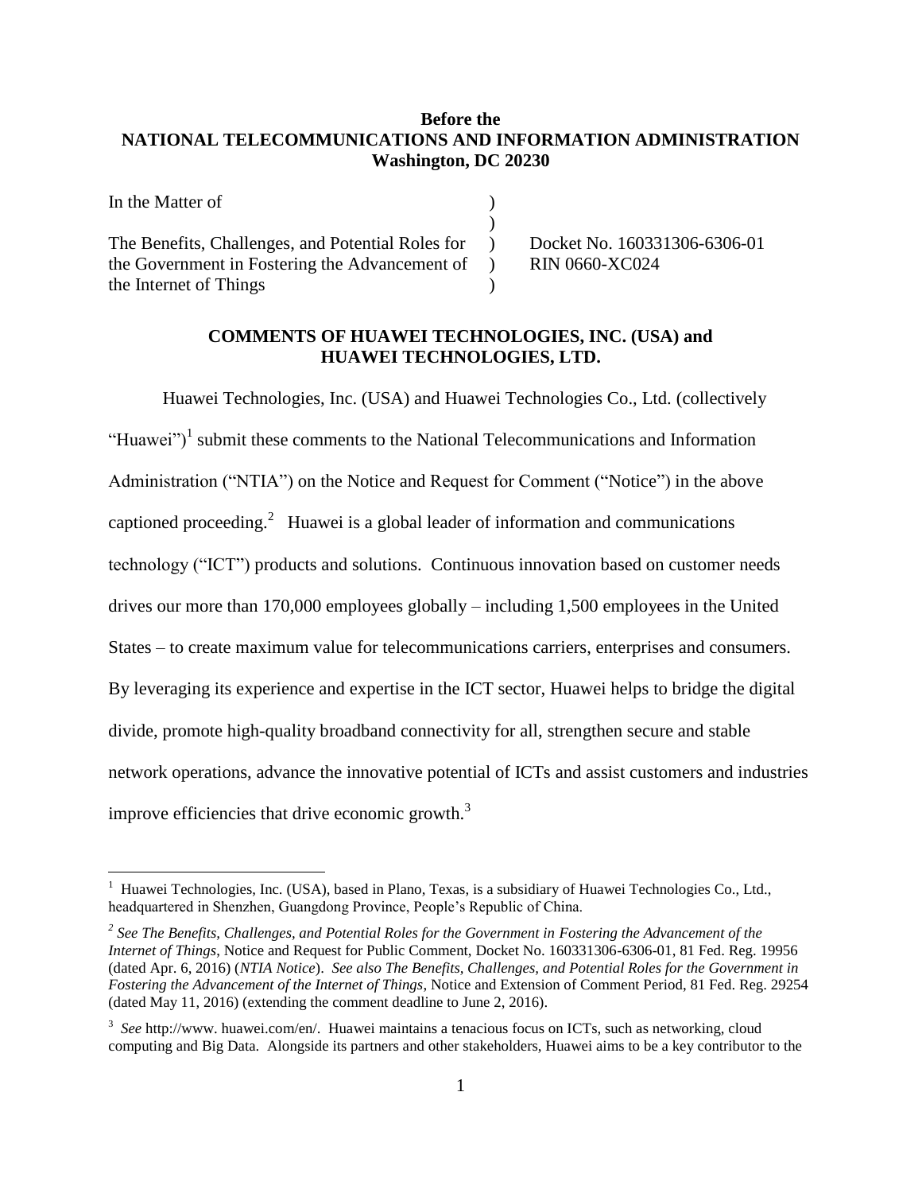**Before the**
**NATIONAL TELECOMMUNICATIONS AND INFORMATION ADMINISTRATION**
**Washington, DC 20230**

| | | |
|---|---|---|
| In the Matter of | ) | |
| | ) | |
| The Benefits, Challenges, and Potential Roles for the Government in Fostering the Advancement of the Internet of Things | ) ) ) | Docket No. 160331306-6306-01 RIN 0660-XC024 |

**COMMENTS OF HUAWEI TECHNOLOGIES, INC. (USA) and HUAWEI TECHNOLOGIES, LTD.**

Huawei Technologies, Inc. (USA) and Huawei Technologies Co., Ltd. (collectively "Huawei")[1] submit these comments to the National Telecommunications and Information Administration ("NTIA") on the Notice and Request for Comment ("Notice") in the above captioned proceeding.[2] Huawei is a global leader of information and communications technology ("ICT") products and solutions. Continuous innovation based on customer needs drives our more than 170,000 employees globally – including 1,500 employees in the United States – to create maximum value for telecommunications carriers, enterprises and consumers. By leveraging its experience and expertise in the ICT sector, Huawei helps to bridge the digital divide, promote high-quality broadband connectivity for all, strengthen secure and stable network operations, advance the innovative potential of ICTs and assist customers and industries improve efficiencies that drive economic growth.[3]

---

[1] Huawei Technologies, Inc. (USA), based in Plano, Texas, is a subsidiary of Huawei Technologies Co., Ltd., headquartered in Shenzhen, Guangdong Province, People's Republic of China.

[2] *See The Benefits, Challenges, and Potential Roles for the Government in Fostering the Advancement of the Internet of Things*, Notice and Request for Public Comment, Docket No. 160331306-6306-01, 81 Fed. Reg. 19956 (dated Apr. 6, 2016) (*NTIA Notice*). *See also The Benefits, Challenges, and Potential Roles for the Government in Fostering the Advancement of the Internet of Things*, Notice and Extension of Comment Period, 81 Fed. Reg. 29254 (dated May 11, 2016) (extending the comment deadline to June 2, 2016).

[3] *See* http://www. huawei.com/en/. Huawei maintains a tenacious focus on ICTs, such as networking, cloud computing and Big Data. Alongside its partners and other stakeholders, Huawei aims to be a key contributor to the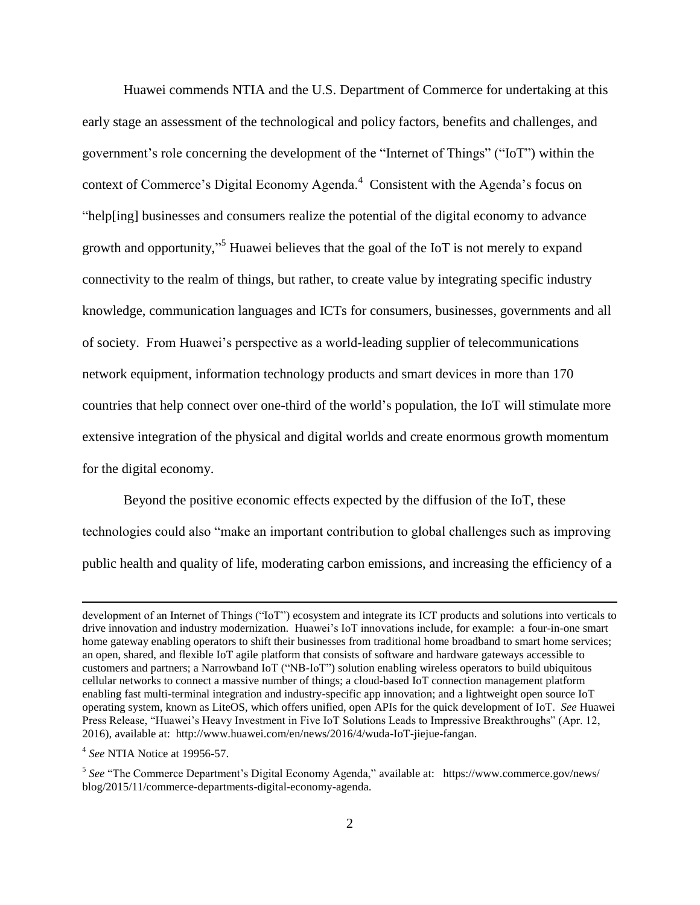Huawei commends NTIA and the U.S. Department of Commerce for undertaking at this early stage an assessment of the technological and policy factors, benefits and challenges, and government's role concerning the development of the "Internet of Things" ("IoT") within the context of Commerce's Digital Economy Agenda.[4] Consistent with the Agenda's focus on "help[ing] businesses and consumers realize the potential of the digital economy to advance growth and opportunity,"[5] Huawei believes that the goal of the IoT is not merely to expand connectivity to the realm of things, but rather, to create value by integrating specific industry knowledge, communication languages and ICTs for consumers, businesses, governments and all of society. From Huawei's perspective as a world-leading supplier of telecommunications network equipment, information technology products and smart devices in more than 170 countries that help connect over one-third of the world's population, the IoT will stimulate more extensive integration of the physical and digital worlds and create enormous growth momentum for the digital economy.

Beyond the positive economic effects expected by the diffusion of the IoT, these technologies could also "make an important contribution to global challenges such as improving public health and quality of life, moderating carbon emissions, and increasing the efficiency of a

---

development of an Internet of Things ("IoT") ecosystem and integrate its ICT products and solutions into verticals to drive innovation and industry modernization. Huawei's IoT innovations include, for example: a four-in-one smart home gateway enabling operators to shift their businesses from traditional home broadband to smart home services; an open, shared, and flexible IoT agile platform that consists of software and hardware gateways accessible to customers and partners; a Narrowband IoT ("NB-IoT") solution enabling wireless operators to build ubiquitous cellular networks to connect a massive number of things; a cloud-based IoT connection management platform enabling fast multi-terminal integration and industry-specific app innovation; and a lightweight open source IoT operating system, known as LiteOS, which offers unified, open APIs for the quick development of IoT. *See* Huawei Press Release, "Huawei's Heavy Investment in Five IoT Solutions Leads to Impressive Breakthroughs" (Apr. 12, 2016), available at: http://www.huawei.com/en/news/2016/4/wuda-IoT-jiejue-fangan.

[4] *See* NTIA Notice at 19956-57.

[5] *See* "The Commerce Department's Digital Economy Agenda," available at: https://www.commerce.gov/news/blog/2015/11/commerce-departments-digital-economy-agenda.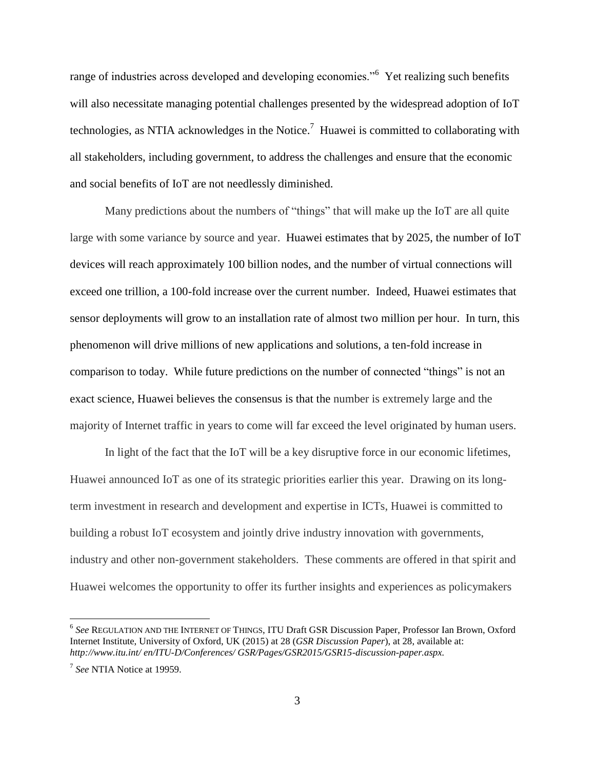range of industries across developed and developing economies."[6] Yet realizing such benefits will also necessitate managing potential challenges presented by the widespread adoption of IoT technologies, as NTIA acknowledges in the Notice.[7] Huawei is committed to collaborating with all stakeholders, including government, to address the challenges and ensure that the economic and social benefits of IoT are not needlessly diminished.

Many predictions about the numbers of "things" that will make up the IoT are all quite large with some variance by source and year. Huawei estimates that by 2025, the number of IoT devices will reach approximately 100 billion nodes, and the number of virtual connections will exceed one trillion, a 100-fold increase over the current number. Indeed, Huawei estimates that sensor deployments will grow to an installation rate of almost two million per hour. In turn, this phenomenon will drive millions of new applications and solutions, a ten-fold increase in comparison to today. While future predictions on the number of connected "things" is not an exact science, Huawei believes the consensus is that the number is extremely large and the majority of Internet traffic in years to come will far exceed the level originated by human users.

In light of the fact that the IoT will be a key disruptive force in our economic lifetimes, Huawei announced IoT as one of its strategic priorities earlier this year. Drawing on its long-term investment in research and development and expertise in ICTs, Huawei is committed to building a robust IoT ecosystem and jointly drive industry innovation with governments, industry and other non-government stakeholders. These comments are offered in that spirit and Huawei welcomes the opportunity to offer its further insights and experiences as policymakers

---

[6] *See* REGULATION AND THE INTERNET OF THINGS, ITU Draft GSR Discussion Paper, Professor Ian Brown, Oxford Internet Institute, University of Oxford, UK (2015) at 28 (*GSR Discussion Paper*), at 28, available at: *http://www.itu.int/ en/ITU-D/Conferences/ GSR/Pages/GSR2015/GSR15-discussion-paper.aspx.*

[7] *See* NTIA Notice at 19959.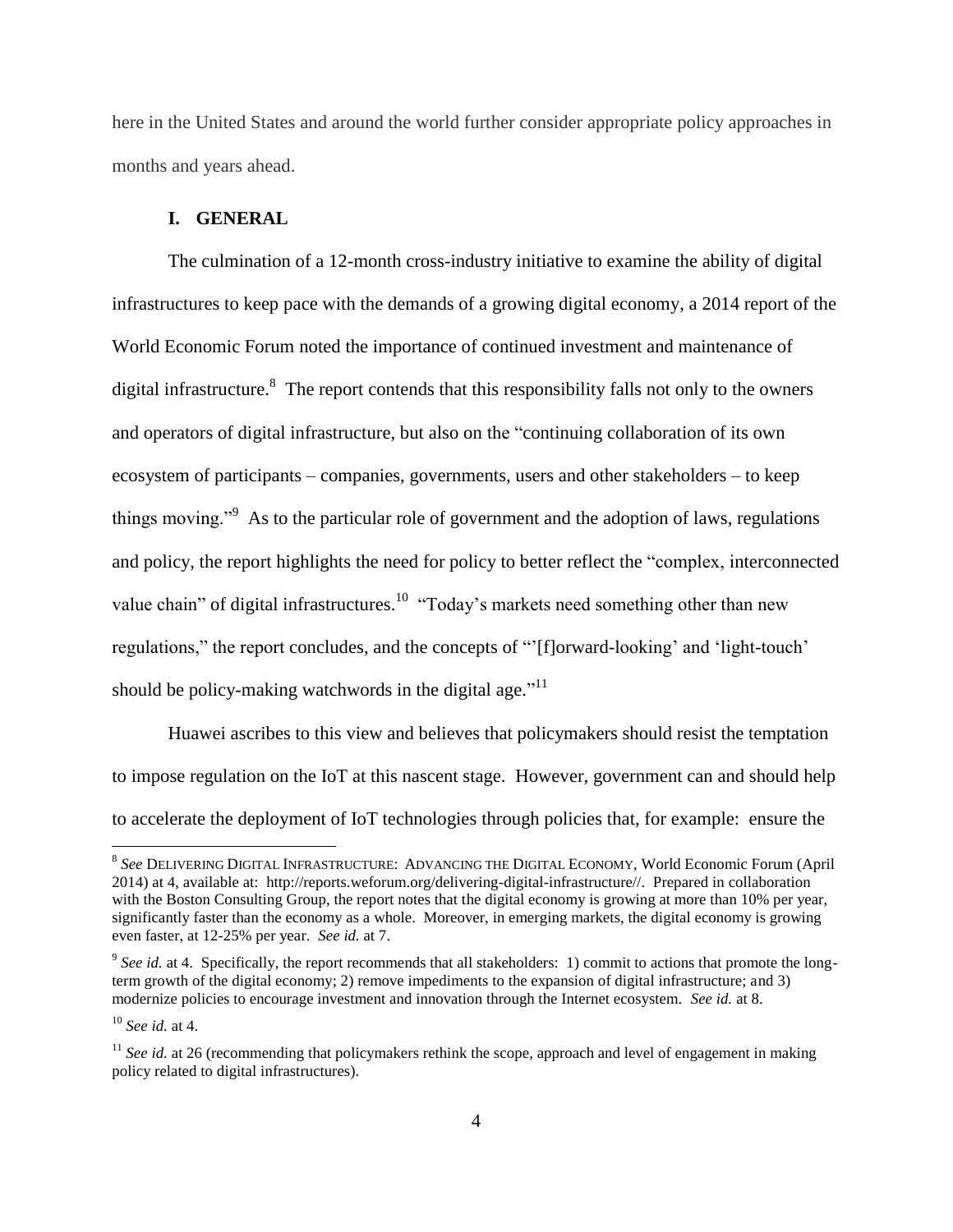here in the United States and around the world further consider appropriate policy approaches in months and years ahead.

## I. GENERAL

The culmination of a 12-month cross-industry initiative to examine the ability of digital infrastructures to keep pace with the demands of a growing digital economy, a 2014 report of the World Economic Forum noted the importance of continued investment and maintenance of digital infrastructure.[8] The report contends that this responsibility falls not only to the owners and operators of digital infrastructure, but also on the "continuing collaboration of its own ecosystem of participants – companies, governments, users and other stakeholders – to keep things moving."[9] As to the particular role of government and the adoption of laws, regulations and policy, the report highlights the need for policy to better reflect the "complex, interconnected value chain" of digital infrastructures.[10] "Today's markets need something other than new regulations," the report concludes, and the concepts of "'[f]orward-looking' and 'light-touch' should be policy-making watchwords in the digital age."[11]

Huawei ascribes to this view and believes that policymakers should resist the temptation to impose regulation on the IoT at this nascent stage. However, government can and should help to accelerate the deployment of IoT technologies through policies that, for example: ensure the

---

[8] *See* DELIVERING DIGITAL INFRASTRUCTURE: ADVANCING THE DIGITAL ECONOMY, World Economic Forum (April 2014) at 4, available at: http://reports.weforum.org/delivering-digital-infrastructure//. Prepared in collaboration with the Boston Consulting Group, the report notes that the digital economy is growing at more than 10% per year, significantly faster than the economy as a whole. Moreover, in emerging markets, the digital economy is growing even faster, at 12-25% per year. *See id.* at 7.

[9] *See id.* at 4. Specifically, the report recommends that all stakeholders: 1) commit to actions that promote the long-term growth of the digital economy; 2) remove impediments to the expansion of digital infrastructure; and 3) modernize policies to encourage investment and innovation through the Internet ecosystem. *See id.* at 8.

[10] *See id.* at 4.

[11] *See id.* at 26 (recommending that policymakers rethink the scope, approach and level of engagement in making policy related to digital infrastructures).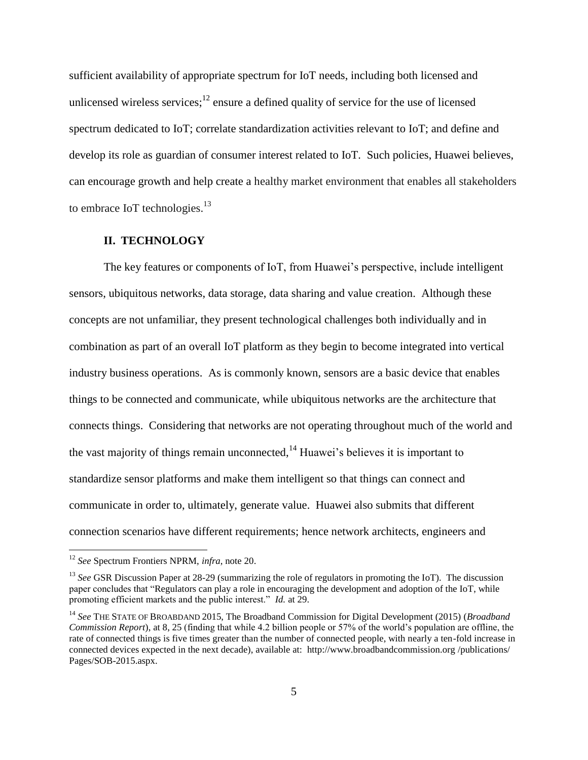sufficient availability of appropriate spectrum for IoT needs, including both licensed and unlicensed wireless services;[12] ensure a defined quality of service for the use of licensed spectrum dedicated to IoT; correlate standardization activities relevant to IoT; and define and develop its role as guardian of consumer interest related to IoT. Such policies, Huawei believes, can encourage growth and help create a healthy market environment that enables all stakeholders to embrace IoT technologies.[13]

## II. TECHNOLOGY

The key features or components of IoT, from Huawei's perspective, include intelligent sensors, ubiquitous networks, data storage, data sharing and value creation. Although these concepts are not unfamiliar, they present technological challenges both individually and in combination as part of an overall IoT platform as they begin to become integrated into vertical industry business operations. As is commonly known, sensors are a basic device that enables things to be connected and communicate, while ubiquitous networks are the architecture that connects things. Considering that networks are not operating throughout much of the world and the vast majority of things remain unconnected,[14] Huawei's believes it is important to standardize sensor platforms and make them intelligent so that things can connect and communicate in order to, ultimately, generate value. Huawei also submits that different connection scenarios have different requirements; hence network architects, engineers and

---

[12] *See* Spectrum Frontiers NPRM, *infra*, note 20.

[13] *See* GSR Discussion Paper at 28-29 (summarizing the role of regulators in promoting the IoT). The discussion paper concludes that "Regulators can play a role in encouraging the development and adoption of the IoT, while promoting efficient markets and the public interest." *Id.* at 29.

[14] *See* THE STATE OF BROADBAND 2015, The Broadband Commission for Digital Development (2015) (*Broadband Commission Report*), at 8, 25 (finding that while 4.2 billion people or 57% of the world's population are offline, the rate of connected things is five times greater than the number of connected people, with nearly a ten-fold increase in connected devices expected in the next decade), available at: http://www.broadbandcommission.org /publications/ Pages/SOB-2015.aspx.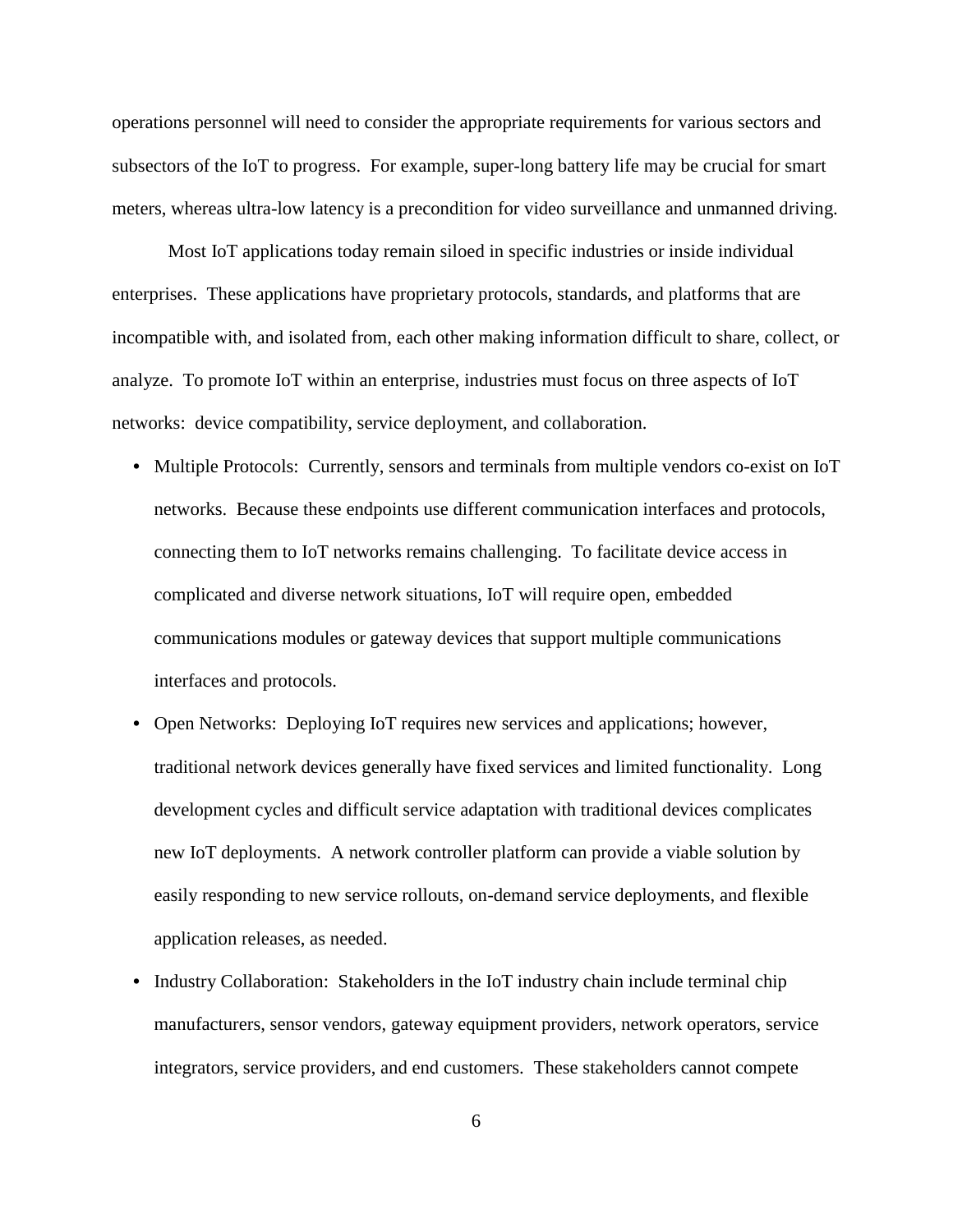operations personnel will need to consider the appropriate requirements for various sectors and subsectors of the IoT to progress. For example, super-long battery life may be crucial for smart meters, whereas ultra-low latency is a precondition for video surveillance and unmanned driving.

Most IoT applications today remain siloed in specific industries or inside individual enterprises. These applications have proprietary protocols, standards, and platforms that are incompatible with, and isolated from, each other making information difficult to share, collect, or analyze. To promote IoT within an enterprise, industries must focus on three aspects of IoT networks: device compatibility, service deployment, and collaboration.

- Multiple Protocols: Currently, sensors and terminals from multiple vendors co-exist on IoT networks. Because these endpoints use different communication interfaces and protocols, connecting them to IoT networks remains challenging. To facilitate device access in complicated and diverse network situations, IoT will require open, embedded communications modules or gateway devices that support multiple communications interfaces and protocols.
- Open Networks: Deploying IoT requires new services and applications; however, traditional network devices generally have fixed services and limited functionality. Long development cycles and difficult service adaptation with traditional devices complicates new IoT deployments. A network controller platform can provide a viable solution by easily responding to new service rollouts, on-demand service deployments, and flexible application releases, as needed.
- Industry Collaboration: Stakeholders in the IoT industry chain include terminal chip manufacturers, sensor vendors, gateway equipment providers, network operators, service integrators, service providers, and end customers. These stakeholders cannot compete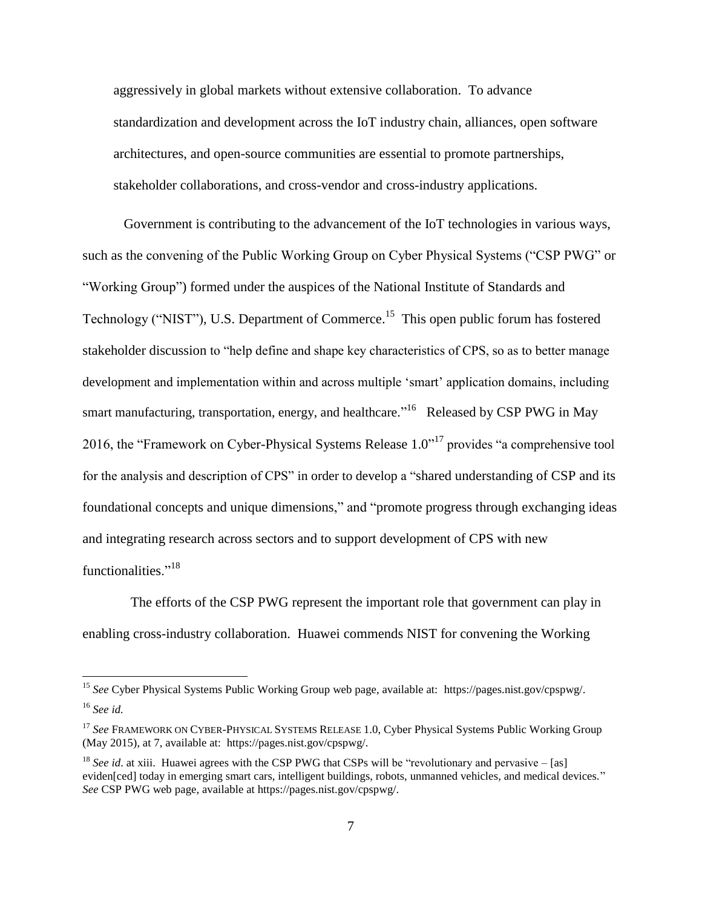aggressively in global markets without extensive collaboration. To advance standardization and development across the IoT industry chain, alliances, open software architectures, and open-source communities are essential to promote partnerships, stakeholder collaborations, and cross-vendor and cross-industry applications.

Government is contributing to the advancement of the IoT technologies in various ways, such as the convening of the Public Working Group on Cyber Physical Systems ("CSP PWG" or "Working Group") formed under the auspices of the National Institute of Standards and Technology ("NIST"), U.S. Department of Commerce.[15] This open public forum has fostered stakeholder discussion to "help define and shape key characteristics of CPS, so as to better manage development and implementation within and across multiple 'smart' application domains, including smart manufacturing, transportation, energy, and healthcare."[16] Released by CSP PWG in May 2016, the "Framework on Cyber-Physical Systems Release 1.0"[17] provides "a comprehensive tool for the analysis and description of CPS" in order to develop a "shared understanding of CSP and its foundational concepts and unique dimensions," and "promote progress through exchanging ideas and integrating research across sectors and to support development of CPS with new functionalities."[18]

The efforts of the CSP PWG represent the important role that government can play in enabling cross-industry collaboration. Huawei commends NIST for convening the Working

---

[15] *See* Cyber Physical Systems Public Working Group web page, available at: https://pages.nist.gov/cpspwg/.

[16] *See id.*

[17] *See* FRAMEWORK ON CYBER-PHYSICAL SYSTEMS RELEASE 1.0, Cyber Physical Systems Public Working Group (May 2015), at 7, available at: https://pages.nist.gov/cpspwg/.

[18] *See id*. at xiii. Huawei agrees with the CSP PWG that CSPs will be "revolutionary and pervasive – [as] eviden[ced] today in emerging smart cars, intelligent buildings, robots, unmanned vehicles, and medical devices." *See* CSP PWG web page, available at https://pages.nist.gov/cpspwg/.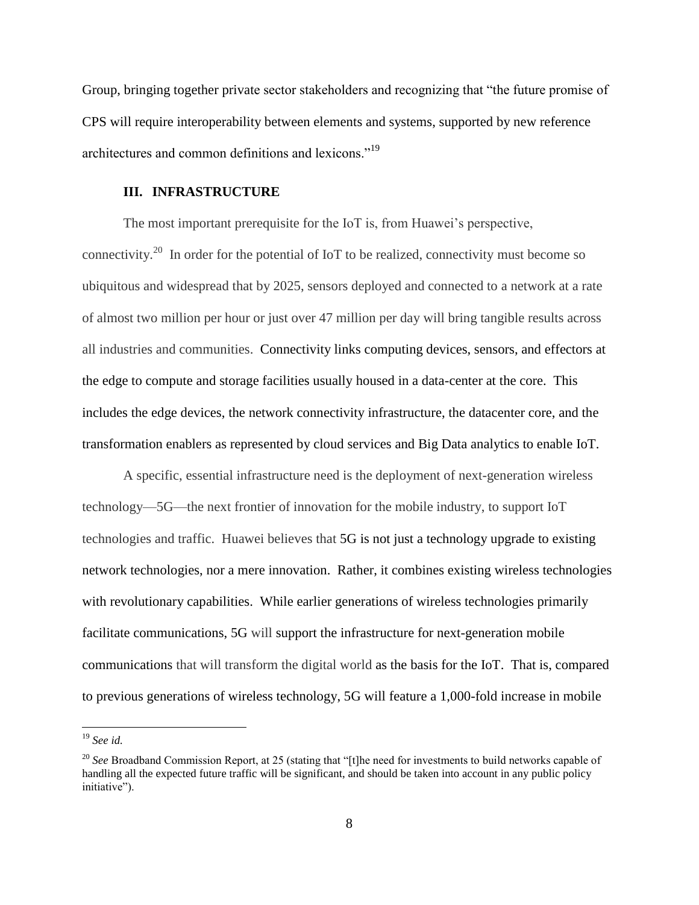Group, bringing together private sector stakeholders and recognizing that "the future promise of CPS will require interoperability between elements and systems, supported by new reference architectures and common definitions and lexicons."[19]

## III. INFRASTRUCTURE

The most important prerequisite for the IoT is, from Huawei's perspective, connectivity.[20] In order for the potential of IoT to be realized, connectivity must become so ubiquitous and widespread that by 2025, sensors deployed and connected to a network at a rate of almost two million per hour or just over 47 million per day will bring tangible results across all industries and communities. Connectivity links computing devices, sensors, and effectors at the edge to compute and storage facilities usually housed in a data-center at the core. This includes the edge devices, the network connectivity infrastructure, the datacenter core, and the transformation enablers as represented by cloud services and Big Data analytics to enable IoT.

A specific, essential infrastructure need is the deployment of next-generation wireless technology—5G—the next frontier of innovation for the mobile industry, to support IoT technologies and traffic. Huawei believes that 5G is not just a technology upgrade to existing network technologies, nor a mere innovation. Rather, it combines existing wireless technologies with revolutionary capabilities. While earlier generations of wireless technologies primarily facilitate communications, 5G will support the infrastructure for next-generation mobile communications that will transform the digital world as the basis for the IoT. That is, compared to previous generations of wireless technology, 5G will feature a 1,000-fold increase in mobile

---

[19] *See id.*

[20] *See* Broadband Commission Report, at 25 (stating that "[t]he need for investments to build networks capable of handling all the expected future traffic will be significant, and should be taken into account in any public policy initiative").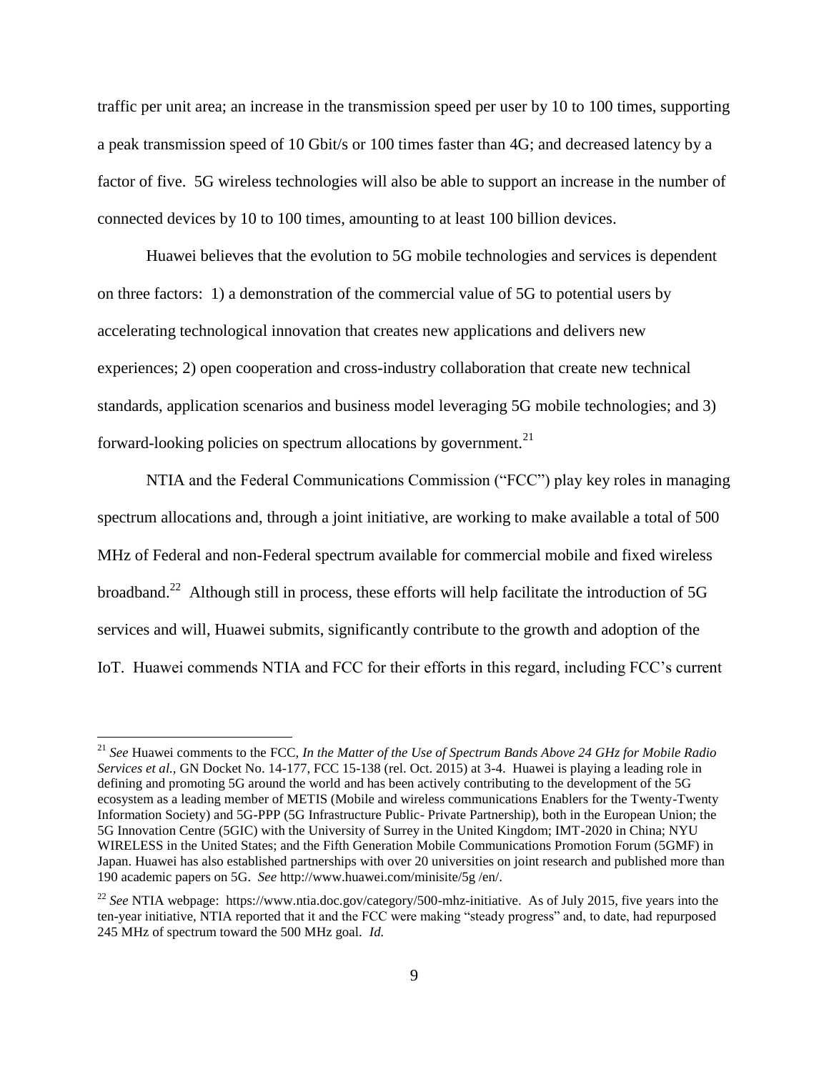traffic per unit area; an increase in the transmission speed per user by 10 to 100 times, supporting a peak transmission speed of 10 Gbit/s or 100 times faster than 4G; and decreased latency by a factor of five. 5G wireless technologies will also be able to support an increase in the number of connected devices by 10 to 100 times, amounting to at least 100 billion devices.

Huawei believes that the evolution to 5G mobile technologies and services is dependent on three factors: 1) a demonstration of the commercial value of 5G to potential users by accelerating technological innovation that creates new applications and delivers new experiences; 2) open cooperation and cross-industry collaboration that create new technical standards, application scenarios and business model leveraging 5G mobile technologies; and 3) forward-looking policies on spectrum allocations by government.[21]

NTIA and the Federal Communications Commission ("FCC") play key roles in managing spectrum allocations and, through a joint initiative, are working to make available a total of 500 MHz of Federal and non-Federal spectrum available for commercial mobile and fixed wireless broadband.[22] Although still in process, these efforts will help facilitate the introduction of 5G services and will, Huawei submits, significantly contribute to the growth and adoption of the IoT. Huawei commends NTIA and FCC for their efforts in this regard, including FCC's current

---

[21] *See* Huawei comments to the FCC, *In the Matter of the Use of Spectrum Bands Above 24 GHz for Mobile Radio Services et al.*, GN Docket No. 14-177, FCC 15-138 (rel. Oct. 2015) at 3-4. Huawei is playing a leading role in defining and promoting 5G around the world and has been actively contributing to the development of the 5G ecosystem as a leading member of METIS (Mobile and wireless communications Enablers for the Twenty-Twenty Information Society) and 5G-PPP (5G Infrastructure Public- Private Partnership), both in the European Union; the 5G Innovation Centre (5GIC) with the University of Surrey in the United Kingdom; IMT-2020 in China; NYU WIRELESS in the United States; and the Fifth Generation Mobile Communications Promotion Forum (5GMF) in Japan. Huawei has also established partnerships with over 20 universities on joint research and published more than 190 academic papers on 5G. *See* http://www.huawei.com/minisite/5g /en/.

[22] *See* NTIA webpage: https://www.ntia.doc.gov/category/500-mhz-initiative. As of July 2015, five years into the ten-year initiative, NTIA reported that it and the FCC were making "steady progress" and, to date, had repurposed 245 MHz of spectrum toward the 500 MHz goal. *Id.*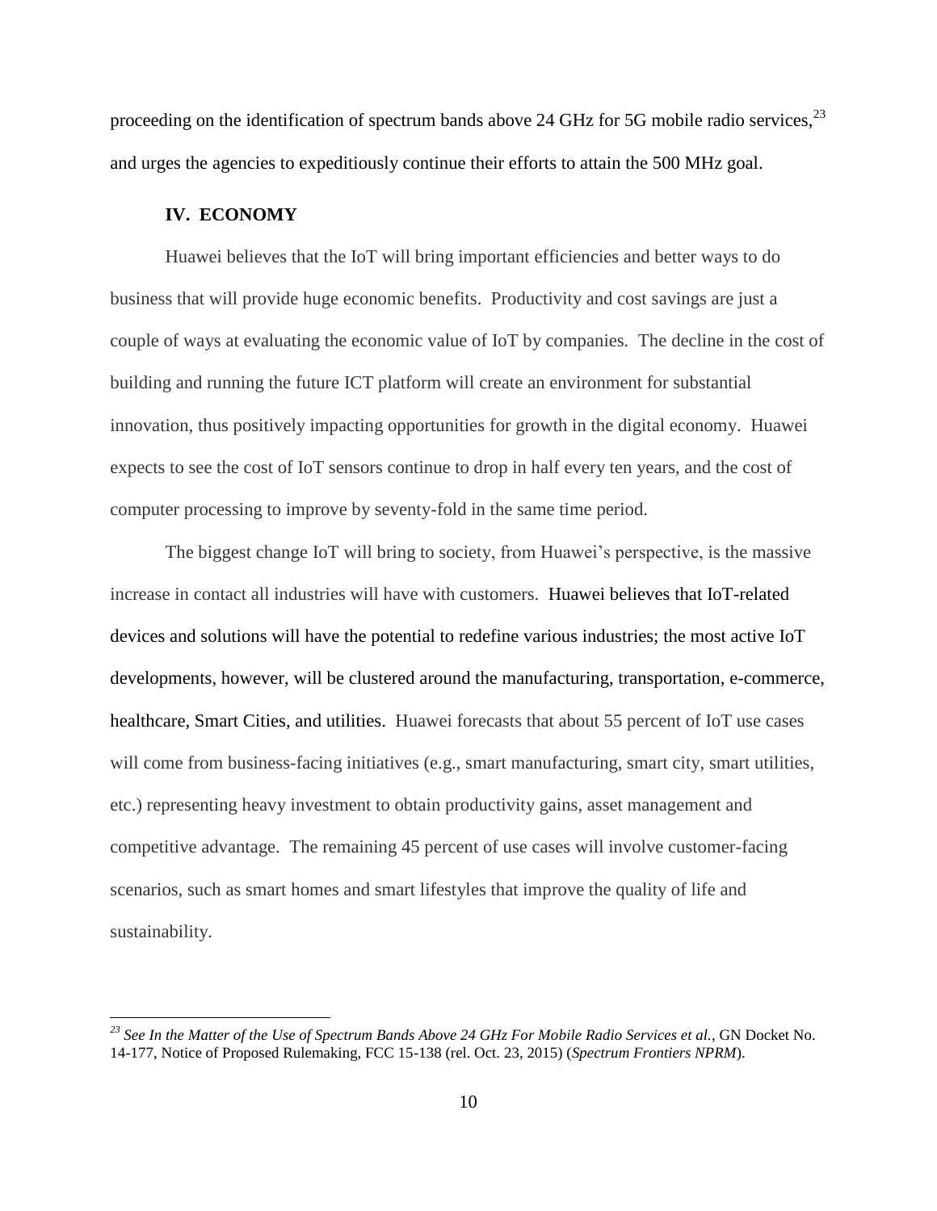proceeding on the identification of spectrum bands above 24 GHz for 5G mobile radio services,[23] and urges the agencies to expeditiously continue their efforts to attain the 500 MHz goal.

## IV. ECONOMY

Huawei believes that the IoT will bring important efficiencies and better ways to do business that will provide huge economic benefits. Productivity and cost savings are just a couple of ways at evaluating the economic value of IoT by companies. The decline in the cost of building and running the future ICT platform will create an environment for substantial innovation, thus positively impacting opportunities for growth in the digital economy. Huawei expects to see the cost of IoT sensors continue to drop in half every ten years, and the cost of computer processing to improve by seventy-fold in the same time period.

The biggest change IoT will bring to society, from Huawei's perspective, is the massive increase in contact all industries will have with customers. Huawei believes that IoT-related devices and solutions will have the potential to redefine various industries; the most active IoT developments, however, will be clustered around the manufacturing, transportation, e-commerce, healthcare, Smart Cities, and utilities. Huawei forecasts that about 55 percent of IoT use cases will come from business-facing initiatives (e.g., smart manufacturing, smart city, smart utilities, etc.) representing heavy investment to obtain productivity gains, asset management and competitive advantage. The remaining 45 percent of use cases will involve customer-facing scenarios, such as smart homes and smart lifestyles that improve the quality of life and sustainability.

---

[23] *See In the Matter of the Use of Spectrum Bands Above 24 GHz For Mobile Radio Services et al.*, GN Docket No. 14-177, Notice of Proposed Rulemaking, FCC 15-138 (rel. Oct. 23, 2015) (*Spectrum Frontiers NPRM*).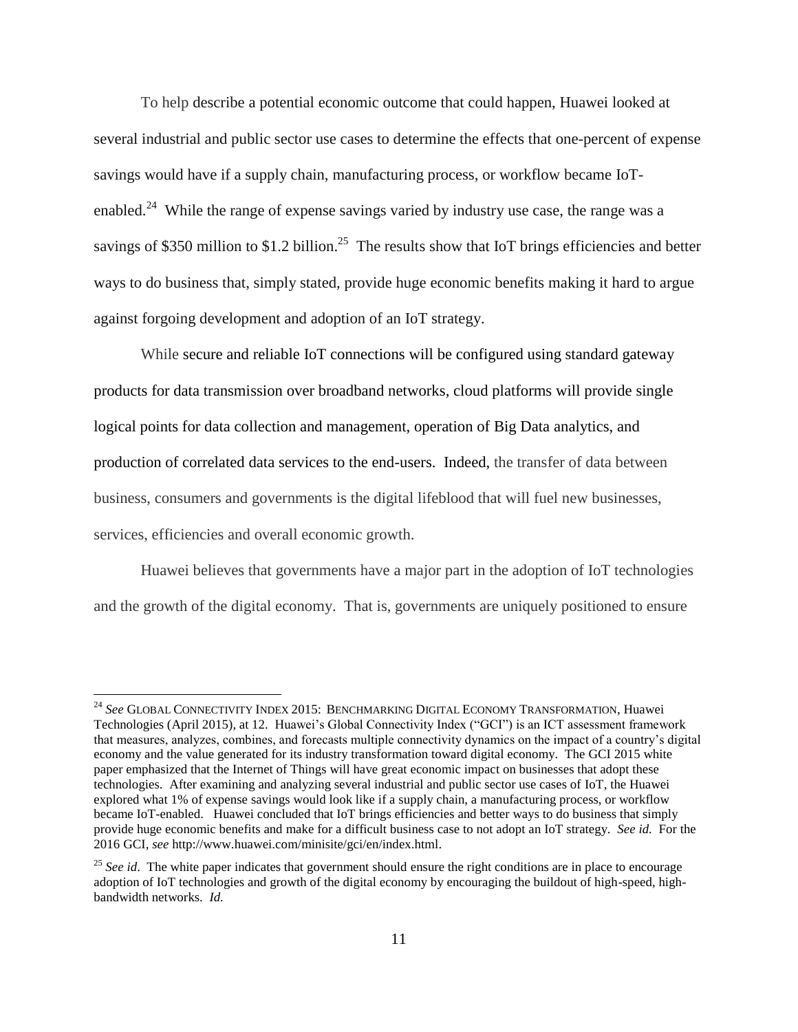To help describe a potential economic outcome that could happen, Huawei looked at several industrial and public sector use cases to determine the effects that one-percent of expense savings would have if a supply chain, manufacturing process, or workflow became IoT-enabled.[24] While the range of expense savings varied by industry use case, the range was a savings of $350 million to $1.2 billion.[25] The results show that IoT brings efficiencies and better ways to do business that, simply stated, provide huge economic benefits making it hard to argue against forgoing development and adoption of an IoT strategy.

While secure and reliable IoT connections will be configured using standard gateway products for data transmission over broadband networks, cloud platforms will provide single logical points for data collection and management, operation of Big Data analytics, and production of correlated data services to the end-users. Indeed, the transfer of data between business, consumers and governments is the digital lifeblood that will fuel new businesses, services, efficiencies and overall economic growth.

Huawei believes that governments have a major part in the adoption of IoT technologies and the growth of the digital economy. That is, governments are uniquely positioned to ensure

---

[24] *See* GLOBAL CONNECTIVITY INDEX 2015: BENCHMARKING DIGITAL ECONOMY TRANSFORMATION, Huawei Technologies (April 2015), at 12. Huawei's Global Connectivity Index ("GCI") is an ICT assessment framework that measures, analyzes, combines, and forecasts multiple connectivity dynamics on the impact of a country's digital economy and the value generated for its industry transformation toward digital economy. The GCI 2015 white paper emphasized that the Internet of Things will have great economic impact on businesses that adopt these technologies. After examining and analyzing several industrial and public sector use cases of IoT, the Huawei explored what 1% of expense savings would look like if a supply chain, a manufacturing process, or workflow became IoT-enabled. Huawei concluded that IoT brings efficiencies and better ways to do business that simply provide huge economic benefits and make for a difficult business case to not adopt an IoT strategy. *See id.* For the 2016 GCI, *see* http://www.huawei.com/minisite/gci/en/index.html.

[25] *See id*. The white paper indicates that government should ensure the right conditions are in place to encourage adoption of IoT technologies and growth of the digital economy by encouraging the buildout of high-speed, high-bandwidth networks. *Id.*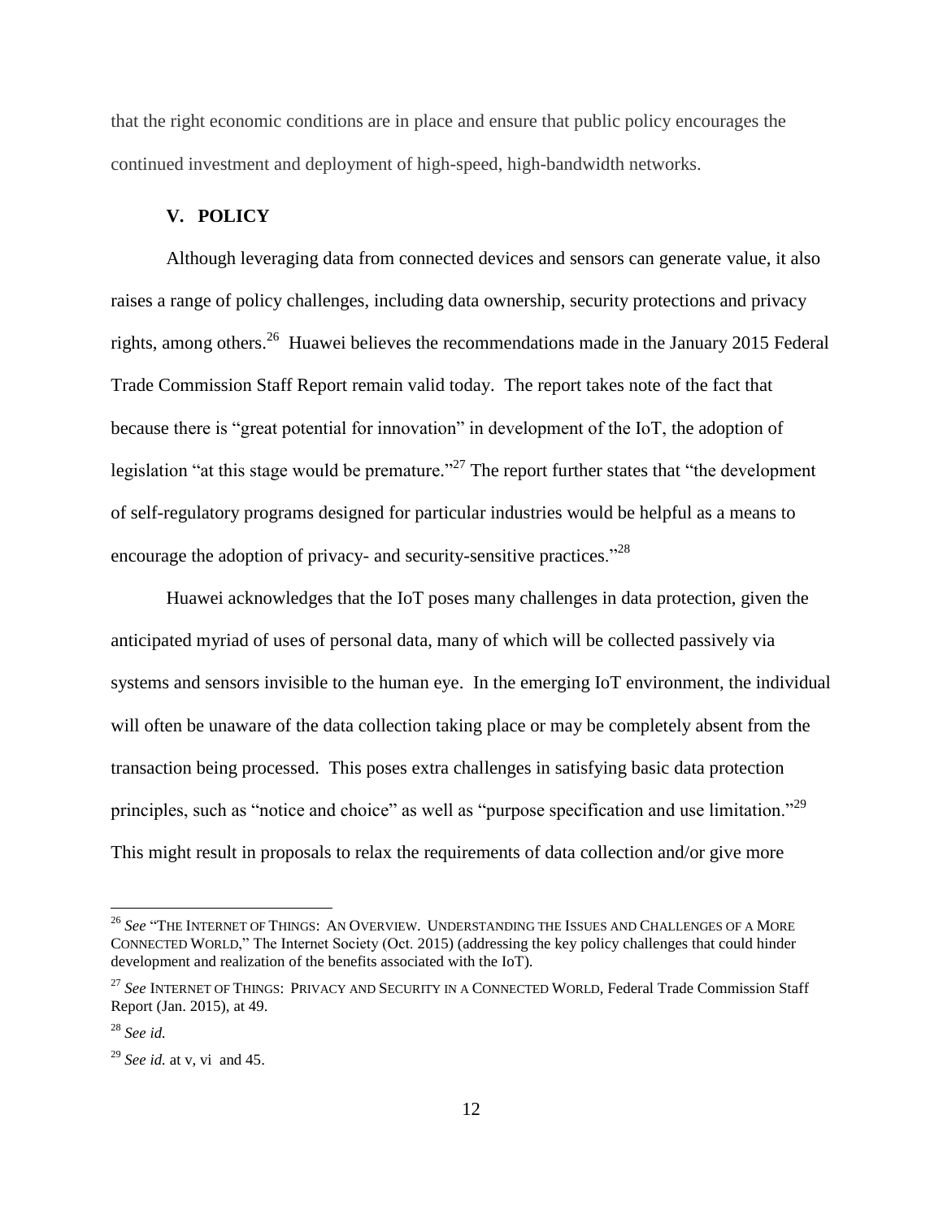that the right economic conditions are in place and ensure that public policy encourages the continued investment and deployment of high-speed, high-bandwidth networks.

## V. POLICY

Although leveraging data from connected devices and sensors can generate value, it also raises a range of policy challenges, including data ownership, security protections and privacy rights, among others.[26] Huawei believes the recommendations made in the January 2015 Federal Trade Commission Staff Report remain valid today. The report takes note of the fact that because there is "great potential for innovation" in development of the IoT, the adoption of legislation "at this stage would be premature."[27] The report further states that "the development of self-regulatory programs designed for particular industries would be helpful as a means to encourage the adoption of privacy- and security-sensitive practices."[28]

Huawei acknowledges that the IoT poses many challenges in data protection, given the anticipated myriad of uses of personal data, many of which will be collected passively via systems and sensors invisible to the human eye. In the emerging IoT environment, the individual will often be unaware of the data collection taking place or may be completely absent from the transaction being processed. This poses extra challenges in satisfying basic data protection principles, such as "notice and choice" as well as "purpose specification and use limitation."[29] This might result in proposals to relax the requirements of data collection and/or give more

---

[26] *See* "THE INTERNET OF THINGS: AN OVERVIEW. UNDERSTANDING THE ISSUES AND CHALLENGES OF A MORE CONNECTED WORLD," The Internet Society (Oct. 2015) (addressing the key policy challenges that could hinder development and realization of the benefits associated with the IoT).

[27] *See* INTERNET OF THINGS: PRIVACY AND SECURITY IN A CONNECTED WORLD, Federal Trade Commission Staff Report (Jan. 2015), at 49.

[28] *See id.*

[29] *See id.* at v, vi and 45.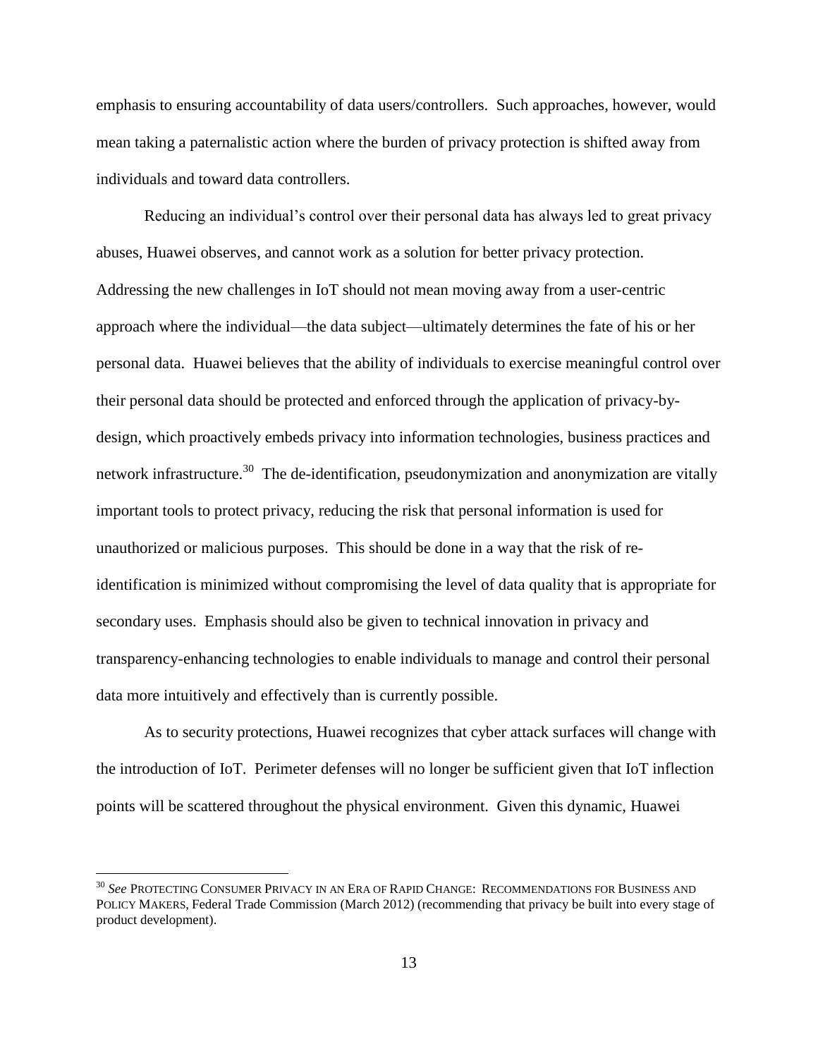emphasis to ensuring accountability of data users/controllers. Such approaches, however, would mean taking a paternalistic action where the burden of privacy protection is shifted away from individuals and toward data controllers.

Reducing an individual's control over their personal data has always led to great privacy abuses, Huawei observes, and cannot work as a solution for better privacy protection. Addressing the new challenges in IoT should not mean moving away from a user-centric approach where the individual—the data subject—ultimately determines the fate of his or her personal data. Huawei believes that the ability of individuals to exercise meaningful control over their personal data should be protected and enforced through the application of privacy-by-design, which proactively embeds privacy into information technologies, business practices and network infrastructure.[30] The de-identification, pseudonymization and anonymization are vitally important tools to protect privacy, reducing the risk that personal information is used for unauthorized or malicious purposes. This should be done in a way that the risk of re-identification is minimized without compromising the level of data quality that is appropriate for secondary uses. Emphasis should also be given to technical innovation in privacy and transparency-enhancing technologies to enable individuals to manage and control their personal data more intuitively and effectively than is currently possible.

As to security protections, Huawei recognizes that cyber attack surfaces will change with the introduction of IoT. Perimeter defenses will no longer be sufficient given that IoT inflection points will be scattered throughout the physical environment. Given this dynamic, Huawei

---

[30] *See* PROTECTING CONSUMER PRIVACY IN AN ERA OF RAPID CHANGE: RECOMMENDATIONS FOR BUSINESS AND POLICY MAKERS, Federal Trade Commission (March 2012) (recommending that privacy be built into every stage of product development).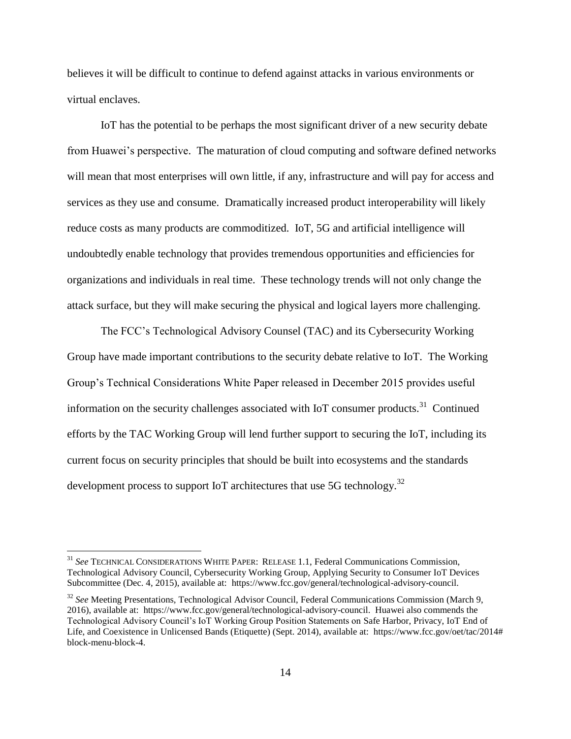believes it will be difficult to continue to defend against attacks in various environments or virtual enclaves.

IoT has the potential to be perhaps the most significant driver of a new security debate from Huawei's perspective. The maturation of cloud computing and software defined networks will mean that most enterprises will own little, if any, infrastructure and will pay for access and services as they use and consume. Dramatically increased product interoperability will likely reduce costs as many products are commoditized. IoT, 5G and artificial intelligence will undoubtedly enable technology that provides tremendous opportunities and efficiencies for organizations and individuals in real time. These technology trends will not only change the attack surface, but they will make securing the physical and logical layers more challenging.

The FCC's Technological Advisory Counsel (TAC) and its Cybersecurity Working Group have made important contributions to the security debate relative to IoT. The Working Group's Technical Considerations White Paper released in December 2015 provides useful information on the security challenges associated with IoT consumer products.[31] Continued efforts by the TAC Working Group will lend further support to securing the IoT, including its current focus on security principles that should be built into ecosystems and the standards development process to support IoT architectures that use 5G technology.[32]

---

[31] *See* TECHNICAL CONSIDERATIONS WHITE PAPER: RELEASE 1.1, Federal Communications Commission, Technological Advisory Council, Cybersecurity Working Group, Applying Security to Consumer IoT Devices Subcommittee (Dec. 4, 2015), available at: https://www.fcc.gov/general/technological-advisory-council.

[32] *See* Meeting Presentations, Technological Advisor Council, Federal Communications Commission (March 9, 2016), available at: https://www.fcc.gov/general/technological-advisory-council. Huawei also commends the Technological Advisory Council's IoT Working Group Position Statements on Safe Harbor, Privacy, IoT End of Life, and Coexistence in Unlicensed Bands (Etiquette) (Sept. 2014), available at: https://www.fcc.gov/oet/tac/2014#block-menu-block-4.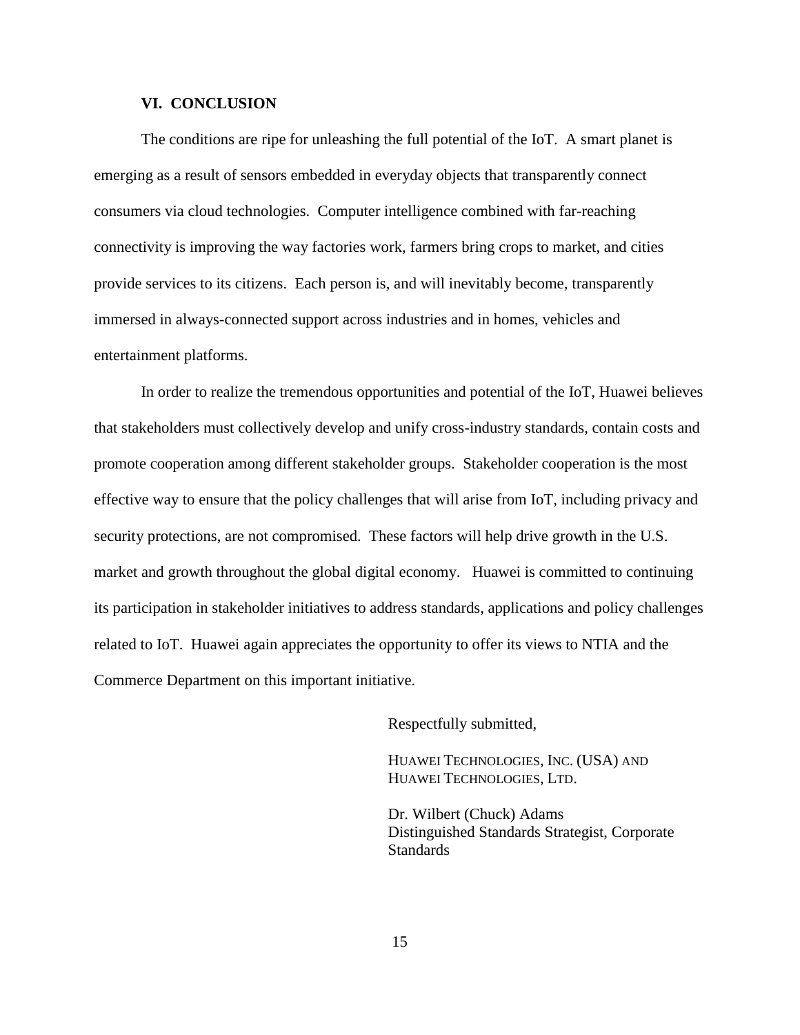## VI. CONCLUSION

The conditions are ripe for unleashing the full potential of the IoT. A smart planet is emerging as a result of sensors embedded in everyday objects that transparently connect consumers via cloud technologies. Computer intelligence combined with far-reaching connectivity is improving the way factories work, farmers bring crops to market, and cities provide services to its citizens. Each person is, and will inevitably become, transparently immersed in always-connected support across industries and in homes, vehicles and entertainment platforms.

In order to realize the tremendous opportunities and potential of the IoT, Huawei believes that stakeholders must collectively develop and unify cross-industry standards, contain costs and promote cooperation among different stakeholder groups. Stakeholder cooperation is the most effective way to ensure that the policy challenges that will arise from IoT, including privacy and security protections, are not compromised. These factors will help drive growth in the U.S. market and growth throughout the global digital economy. Huawei is committed to continuing its participation in stakeholder initiatives to address standards, applications and policy challenges related to IoT. Huawei again appreciates the opportunity to offer its views to NTIA and the Commerce Department on this important initiative.

Respectfully submitted,

HUAWEI TECHNOLOGIES, INC. (USA) AND
HUAWEI TECHNOLOGIES, LTD.

Dr. Wilbert (Chuck) Adams
Distinguished Standards Strategist, Corporate Standards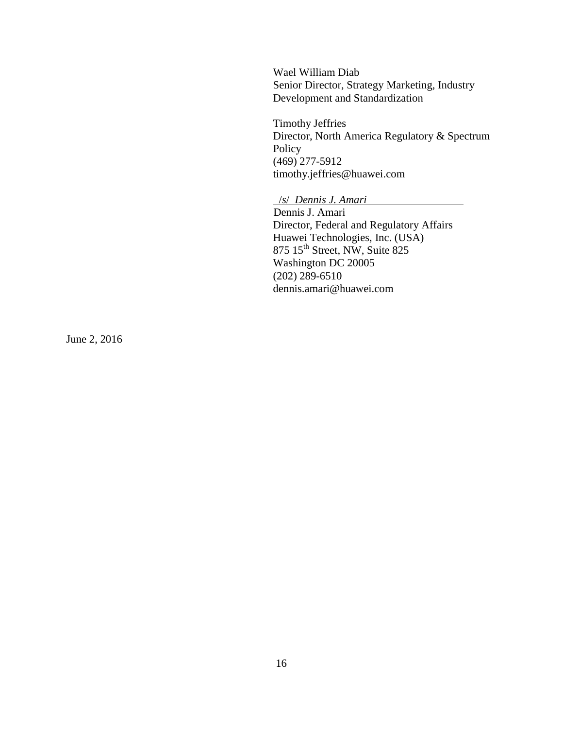Wael William Diab
Senior Director, Strategy Marketing, Industry Development and Standardization

Timothy Jeffries
Director, North America Regulatory & Spectrum Policy
(469) 277-5912
timothy.jeffries@huawei.com

/s/ *Dennis J. Amari*

Dennis J. Amari
Director, Federal and Regulatory Affairs
Huawei Technologies, Inc. (USA)
875 15th Street, NW, Suite 825
Washington DC 20005
(202) 289-6510
dennis.amari@huawei.com

June 2, 2016